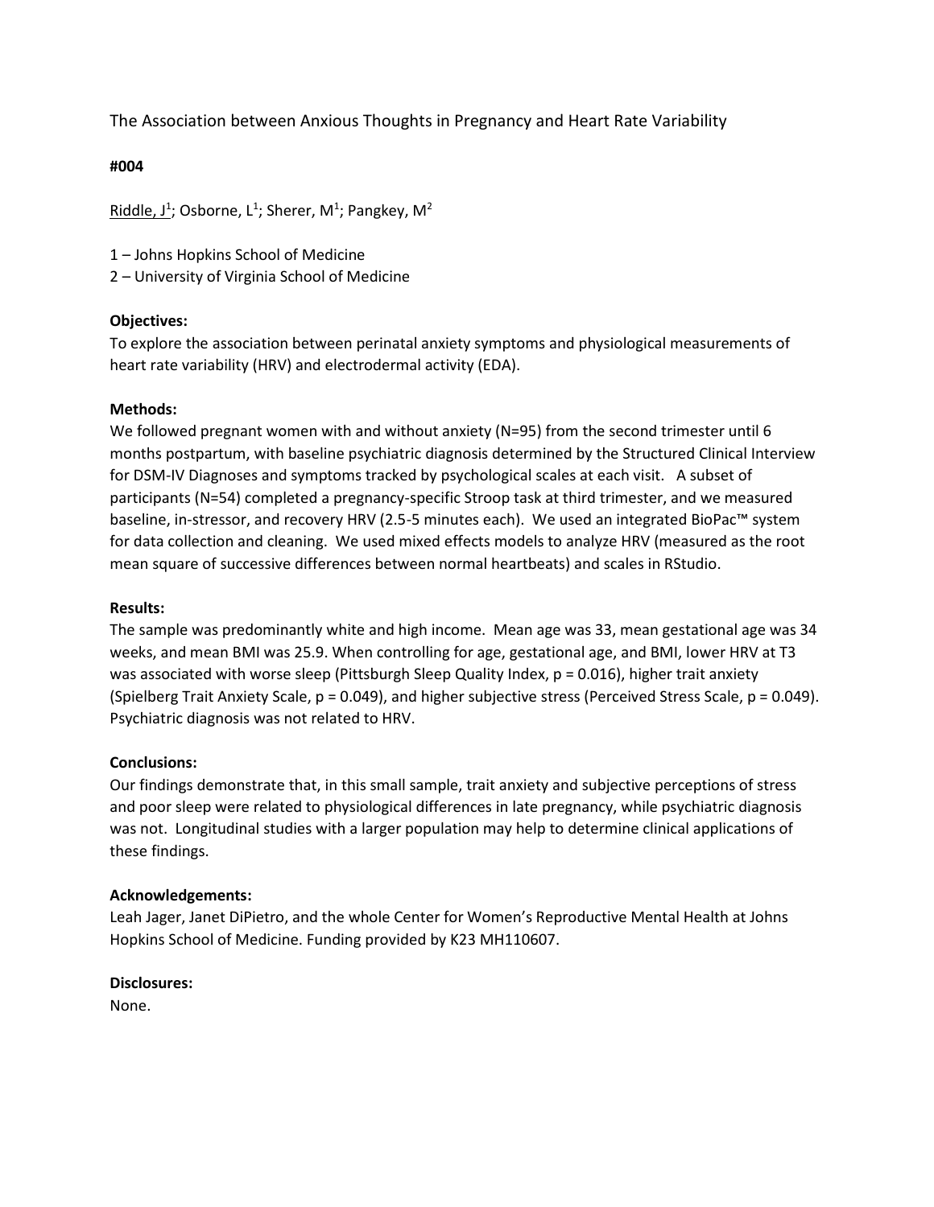The Association between Anxious Thoughts in Pregnancy and Heart Rate Variability

**#004**

Riddle, J[1]; Osborne, L[1]; Sherer, M[1]; Pangkey, M[2]

1 – Johns Hopkins School of Medicine
2 – University of Virginia School of Medicine

**Objectives:**
To explore the association between perinatal anxiety symptoms and physiological measurements of heart rate variability (HRV) and electrodermal activity (EDA).

**Methods:**
We followed pregnant women with and without anxiety (N=95) from the second trimester until 6 months postpartum, with baseline psychiatric diagnosis determined by the Structured Clinical Interview for DSM-IV Diagnoses and symptoms tracked by psychological scales at each visit. A subset of participants (N=54) completed a pregnancy-specific Stroop task at third trimester, and we measured baseline, in-stressor, and recovery HRV (2.5-5 minutes each). We used an integrated BioPac™ system for data collection and cleaning. We used mixed effects models to analyze HRV (measured as the root mean square of successive differences between normal heartbeats) and scales in RStudio.

**Results:**
The sample was predominantly white and high income. Mean age was 33, mean gestational age was 34 weeks, and mean BMI was 25.9. When controlling for age, gestational age, and BMI, lower HRV at T3 was associated with worse sleep (Pittsburgh Sleep Quality Index, $p = 0.016$), higher trait anxiety (Spielberg Trait Anxiety Scale, $p = 0.049$), and higher subjective stress (Perceived Stress Scale, $p = 0.049$). Psychiatric diagnosis was not related to HRV.

**Conclusions:**
Our findings demonstrate that, in this small sample, trait anxiety and subjective perceptions of stress and poor sleep were related to physiological differences in late pregnancy, while psychiatric diagnosis was not. Longitudinal studies with a larger population may help to determine clinical applications of these findings.

**Acknowledgements:**
Leah Jager, Janet DiPietro, and the whole Center for Women's Reproductive Mental Health at Johns Hopkins School of Medicine. Funding provided by K23 MH110607.

**Disclosures:**
None.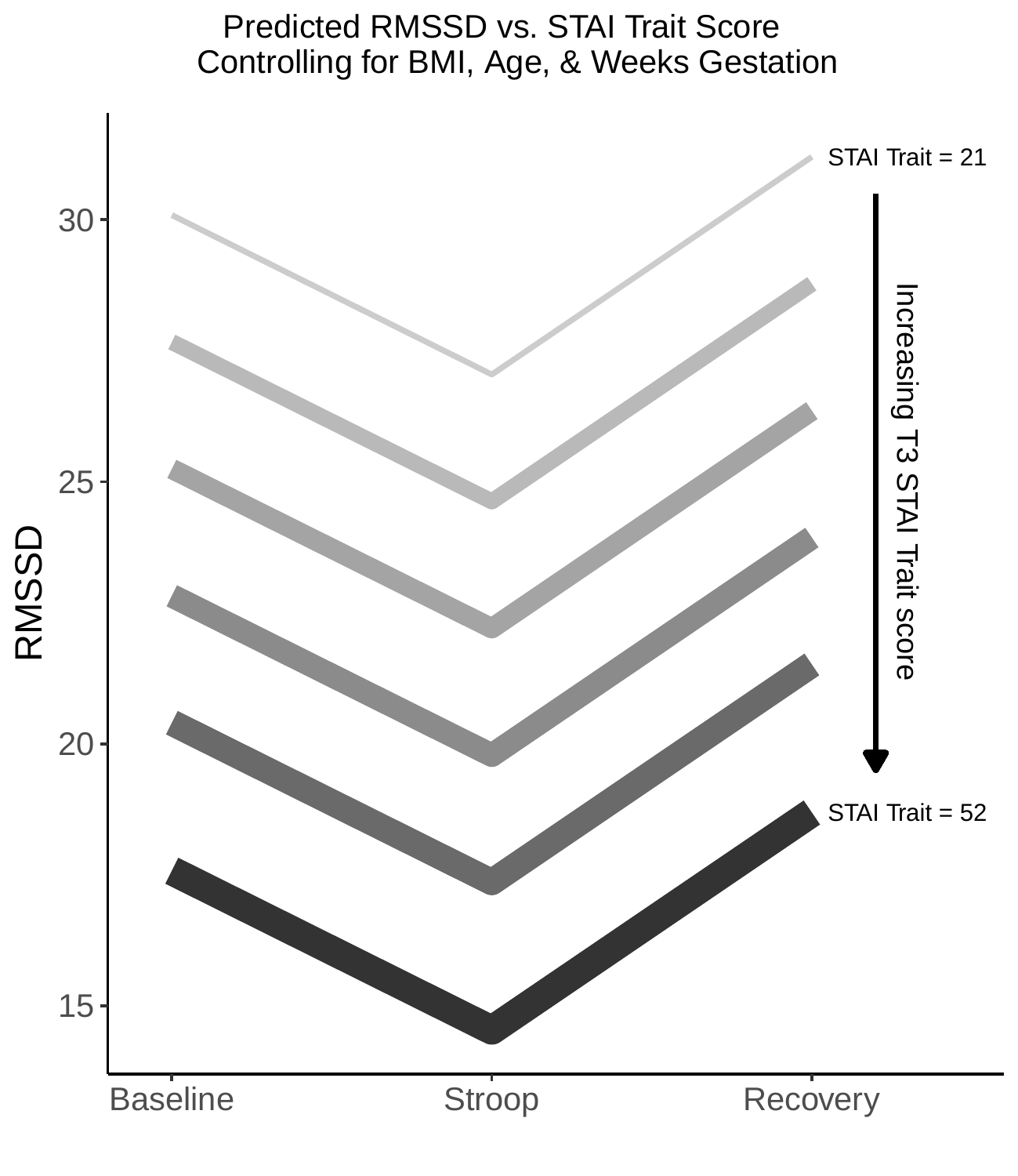Predicted RMSSD vs. STAI Trait Score
Controlling for BMI, Age, & Weeks Gestation

RMSSD

30

25

20

15

Baseline

Stroop

Recovery

STAI Trait = 21

Increasing T3 STAI Trait score

STAI Trait = 52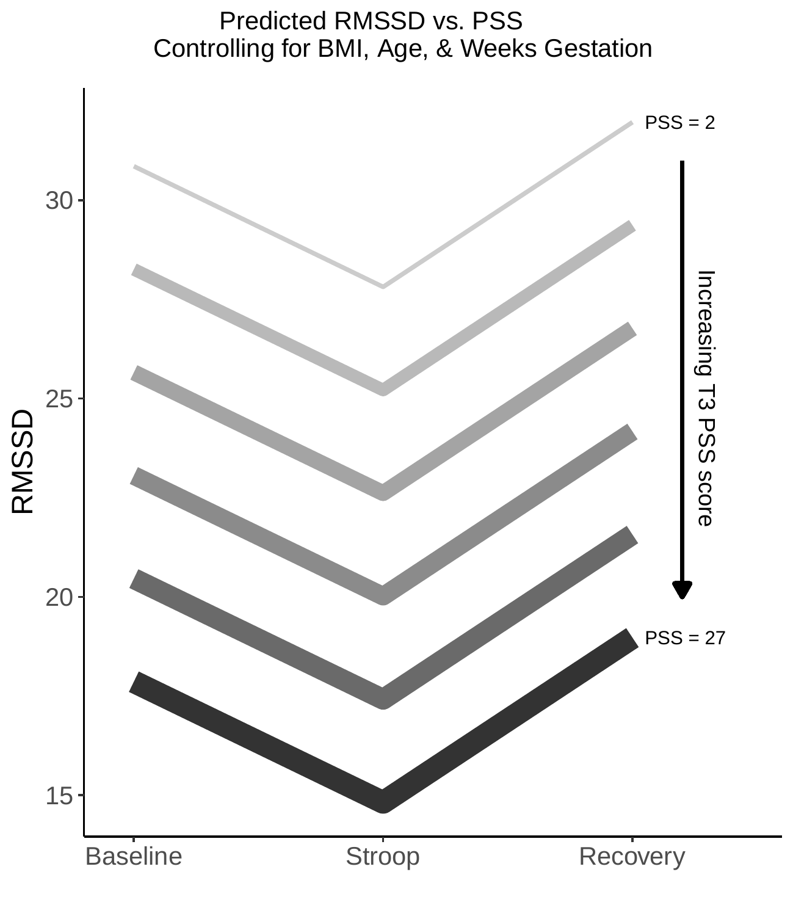Predicted RMSSD vs. PSS
Controlling for BMI, Age, & Weeks Gestation

RMSSD

30

25

20

15

Baseline

Stroop

Recovery

PSS = 2

Increasing T3 PSS score

PSS = 27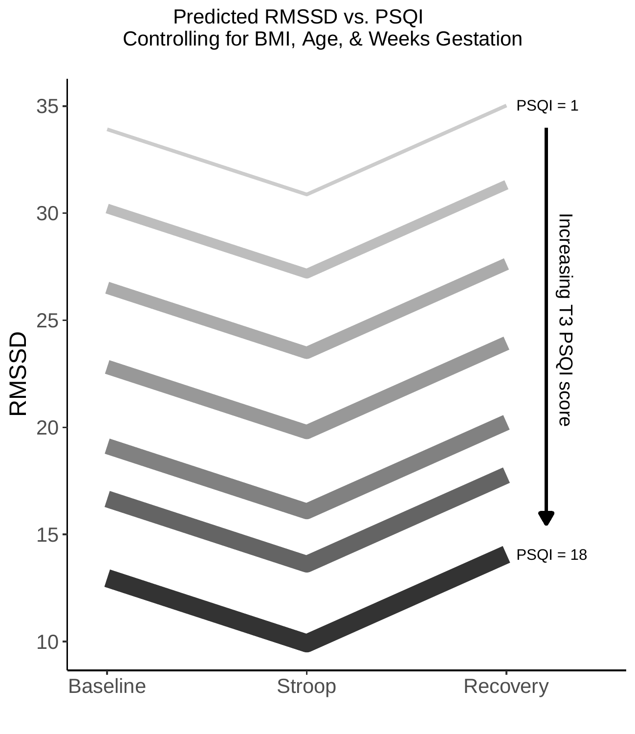Predicted RMSSD vs. PSQI
Controlling for BMI, Age, & Weeks Gestation

RMSSD

35
30
25
20
15
10

Baseline
Stroop
Recovery

PSQI = 1
PSQI = 18

Increasing T3 PSQI score